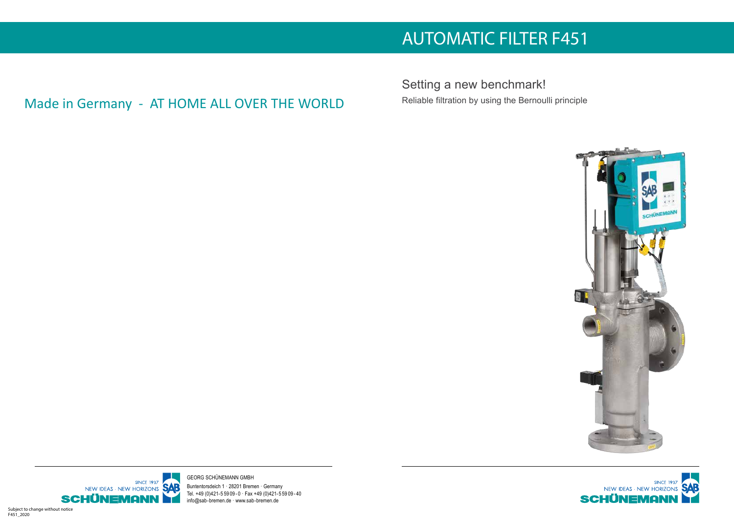# AUTOMATIC FILTER F451

## Made in Germany - AT HOME ALL OVER THE WORLD

## Setting a new benchmark!

Reliable filtration by using the Bernoulli principle

SINCE 1937
NEW IDEAS · NEW HORIZONS
SCHÜNEMANN

GEORG SCHÜNEMANN GMBH
Buntentorsdeich 1 · 28201 Bremen · Germany
Tel. +49 (0)421-5 59 09 - 0 · Fax +49 (0)421-5 59 09 - 40
info@sab-bremen.de · www.sab-bremen.de

Subject to change without notice
F451_2020

SINCE 1937
NEW IDEAS · NEW HORIZONS
SCHÜNEMANN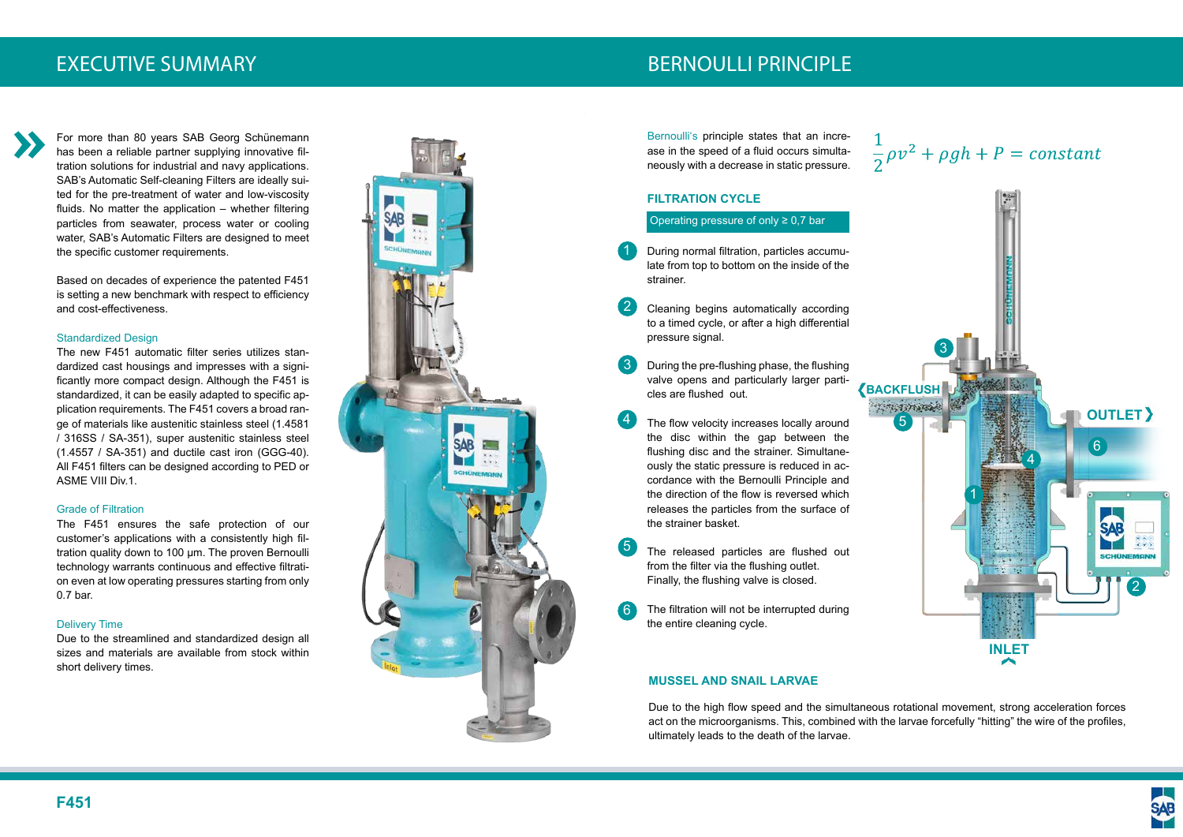# EXECUTIVE SUMMARY

For more than 80 years SAB Georg Schünemann has been a reliable partner supplying innovative filtration solutions for industrial and navy applications. SAB's Automatic Self-cleaning Filters are ideally suited for the pre-treatment of water and low-viscosity fluids. No matter the application – whether filtering particles from seawater, process water or cooling water, SAB's Automatic Filters are designed to meet the specific customer requirements.

Based on decades of experience the patented F451 is setting a new benchmark with respect to efficiency and cost-effectiveness.

### Standardized Design

The new F451 automatic filter series utilizes standardized cast housings and impresses with a significantly more compact design. Although the F451 is standardized, it can be easily adapted to specific application requirements. The F451 covers a broad range of materials like austenitic stainless steel (1.4581 / 316SS / SA-351), super austenitic stainless steel (1.4557 / SA-351) and ductile cast iron (GGG-40). All F451 filters can be designed according to PED or ASME VIII Div.1.

### Grade of Filtration

The F451 ensures the safe protection of our customer's applications with a consistently high filtration quality down to 100 µm. The proven Bernoulli technology warrants continuous and effective filtration on even at low operating pressures starting from only 0.7 bar.

### Delivery Time

Due to the streamlined and standardized design all sizes and materials are available from stock within short delivery times.

# BERNOULLI PRINCIPLE

Bernoulli's principle states that an increase in the speed of a fluid occurs simultaneously with a decrease in static pressure.

$$\frac{1}{2}\rho v^2 + \rho g h + P = constant$$

## FILTRATION CYCLE

Operating pressure of only ≥ 0,7 bar

1. During normal filtration, particles accumulate from top to bottom on the inside of the strainer.
2. Cleaning begins automatically according to a timed cycle, or after a high differential pressure signal.
3. During the pre-flushing phase, the flushing valve opens and particularly larger particles are flushed out.
4. The flow velocity increases locally around the disc within the gap between the flushing disc and the strainer. Simultaneously the static pressure is reduced in accordance with the Bernoulli Principle and the direction of the flow is reversed which releases the particles from the surface of the strainer basket.
5. The released particles are flushed out from the filter via the flushing outlet. Finally, the flushing valve is closed.
6. The filtration will not be interrupted during the entire cleaning cycle.

BACKFLUSH · OUTLET · INLET

## MUSSEL AND SNAIL LARVAE

Due to the high flow speed and the simultaneous rotational movement, strong acceleration forces act on the microorganisms. This, combined with the larvae forcefully "hitting" the wire of the profiles, ultimately leads to the death of the larvae.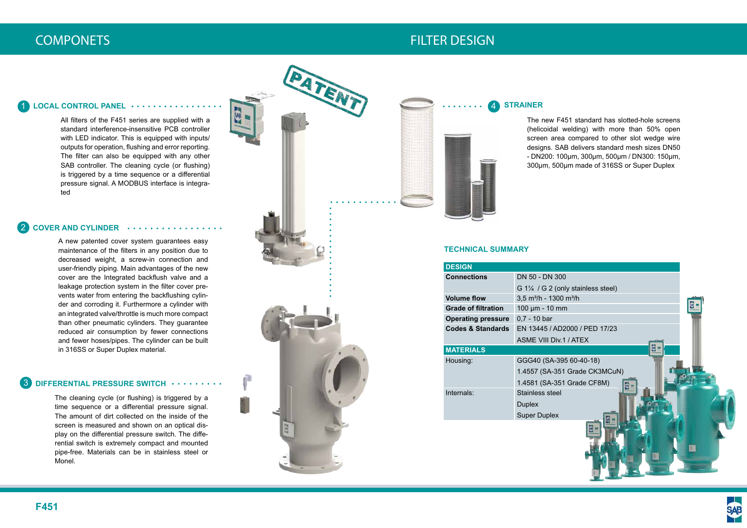## COMPONETS

### 1 LOCAL CONTROL PANEL

All filters of the F451 series are supplied with a standard interference-insensitive PCB controller with LED indicator. This is equipped with inputs/outputs for operation, flushing and error reporting. The filter can also be equipped with any other SAB controller. The cleaning cycle (or flushing) is triggered by a time sequence or a differential pressure signal. A MODBUS interface is integrated

### 2 COVER AND CYLINDER

A new patented cover system guarantees easy maintenance of the filters in any position due to decreased weight, a screw-in connection and user-friendly piping. Main advantages of the new cover are the Integrated backflush valve and a leakage protection system in the filter cover prevents water from entering the backflushing cylinder and corroding it. Furthermore a cylinder with an integrated valve/throttle is much more compact than other pneumatic cylinders. They guarantee reduced air consumption by fewer connections and fewer hoses/pipes. The cylinder can be built in 316SS or Super Duplex material.

### 3 DIFFERENTIAL PRESSURE SWITCH

The cleaning cycle (or flushing) is triggered by a time sequence or a differential pressure signal. The amount of dirt collected on the inside of the screen is measured and shown on an optical display on the differential pressure switch. The differential switch is extremely compact and mounted pipe-free. Materials can be in stainless steel or Monel.

PATENT

## FILTER DESIGN

### 4 STRAINER

The new F451 standard has slotted-hole screens (helicoidal welding) with more than 50% open screen area compared to other slot wedge wire designs. SAB delivers standard mesh sizes DN50 - DN200: 100µm, 300µm, 500µm / DN300: 150µm, 300µm, 500µm made of 316SS or Super Duplex

### TECHNICAL SUMMARY

| DESIGN | |
|---|---|
| **Connections** | DN 50 - DN 300 |
| | G 1¼ / G 2 (only stainless steel) |
| **Volume flow** | 3,5 m³/h - 1300 m³/h |
| **Grade of filtration** | 100 µm - 10 mm |
| **Operating pressure** | 0,7 - 10 bar |
| **Codes & Standards** | EN 13445 / AD2000 / PED 17/23 |
| | ASME VIII Div.1 / ATEX |
| **MATERIALS** | |
| Housing: | GGG40 (SA-395 60-40-18) |
| | 1.4557 (SA-351 Grade CK3MCuN) |
| | 1.4581 (SA-351 Grade CF8M) |
| Internals: | Stainless steel |
| | Duplex |
| | Super Duplex |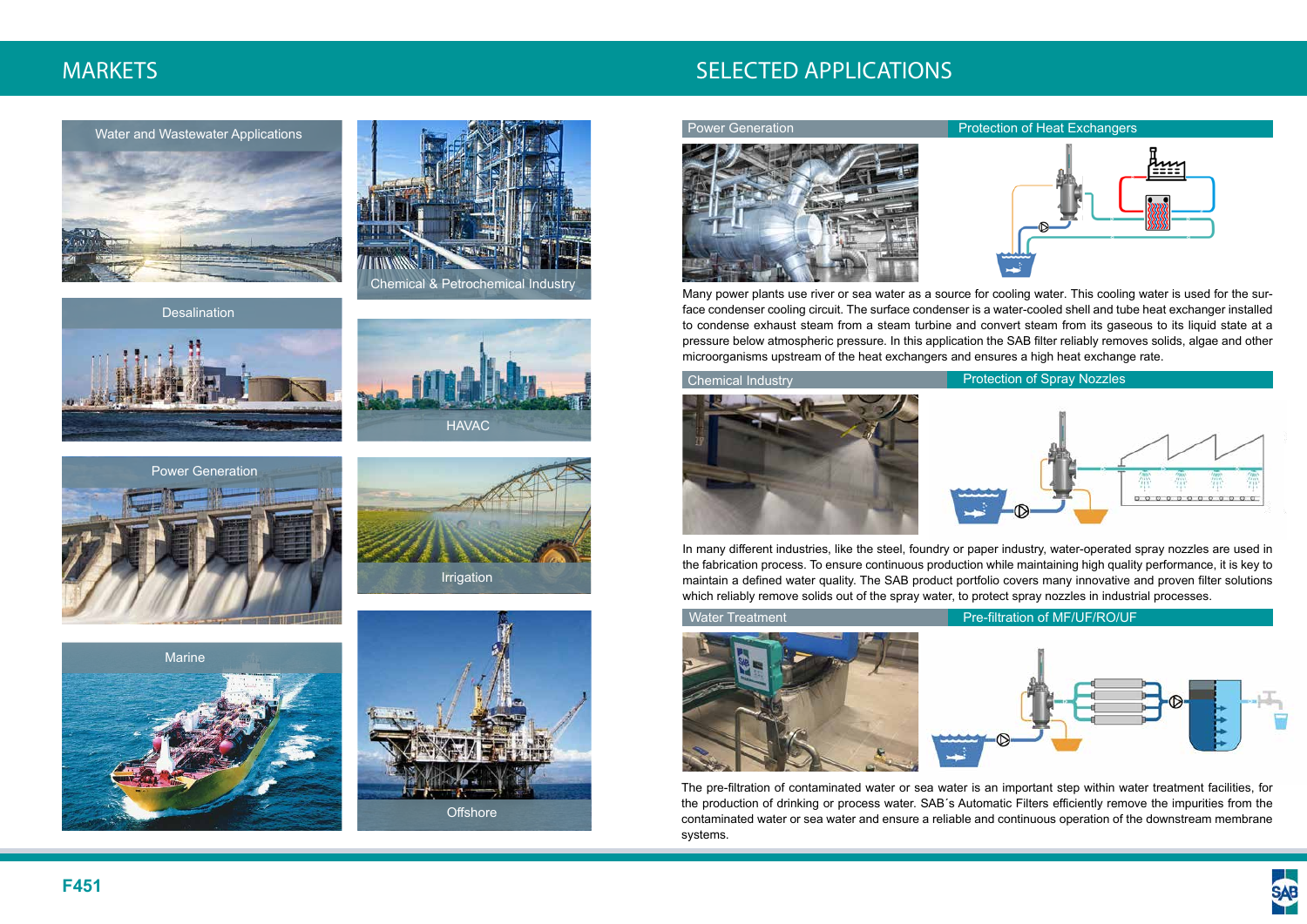# MARKETS

Water and Wastewater Applications

Chemical & Petrochemical Industry

Desalination

HAVAC

Power Generation

Irrigation

Marine

Offshore

# SELECTED APPLICATIONS

## Power Generation — Protection of Heat Exchangers

Many power plants use river or sea water as a source for cooling water. This cooling water is used for the surface condenser cooling circuit. The surface condenser is a water-cooled shell and tube heat exchanger installed to condense exhaust steam from a steam turbine and convert steam from its gaseous to its liquid state at a pressure below atmospheric pressure. In this application the SAB filter reliably removes solids, algae and other microorganisms upstream of the heat exchangers and ensures a high heat exchange rate.

## Chemical Industry — Protection of Spray Nozzles

In many different industries, like the steel, foundry or paper industry, water-operated spray nozzles are used in the fabrication process. To ensure continuous production while maintaining high quality performance, it is key to maintain a defined water quality. The SAB product portfolio covers many innovative and proven filter solutions which reliably remove solids out of the spray water, to protect spray nozzles in industrial processes.

## Water Treatment — Pre-filtration of MF/UF/RO/UF

The pre-filtration of contaminated water or sea water is an important step within water treatment facilities, for the production of drinking or process water. SAB´s Automatic Filters efficiently remove the impurities from the contaminated water or sea water and ensure a reliable and continuous operation of the downstream membrane systems.

F451